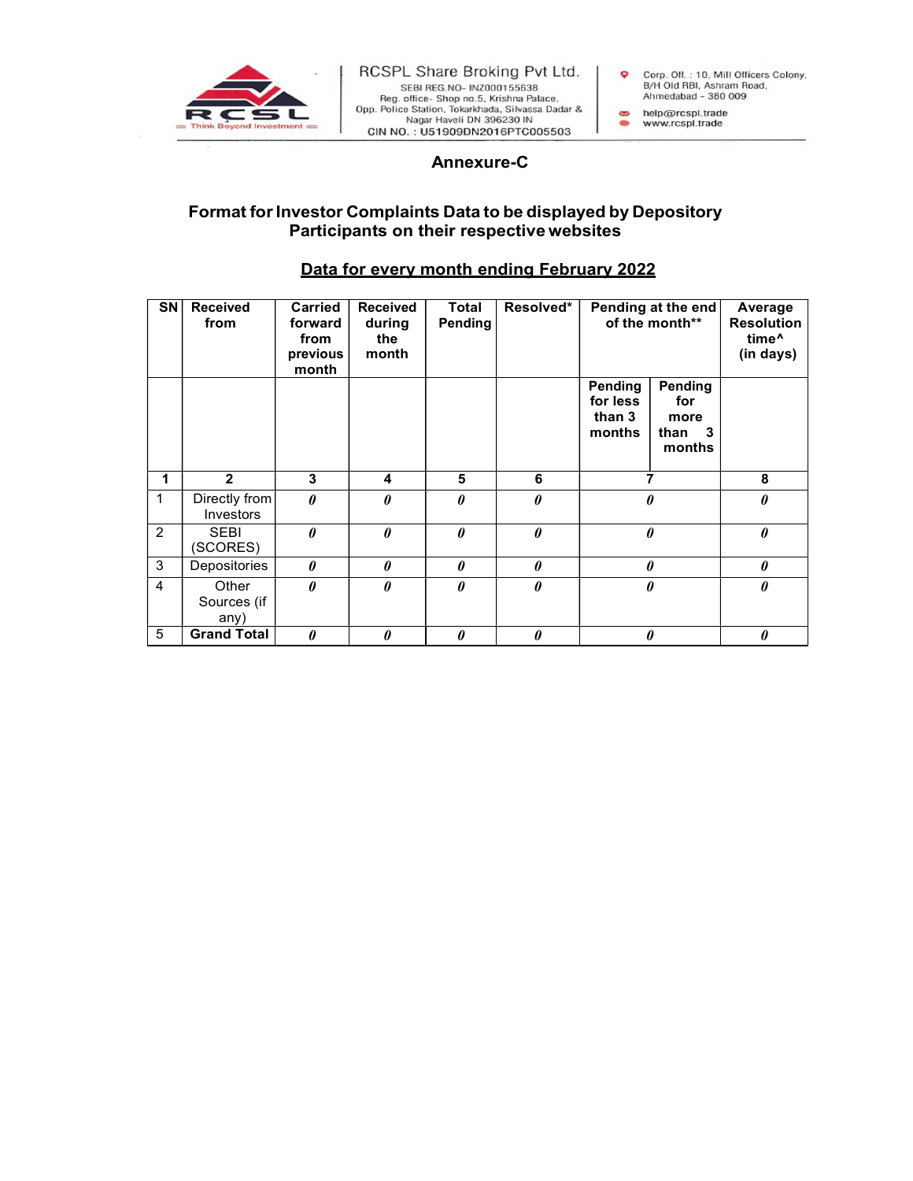RCSPL Share Broking Pvt Ltd.
SEBI REG.NO- INZ000155638
Reg. office- Shop no.5, Krishna Palace,
Opp. Police Station, Tokarkhada, Silvassa Dadar & Nagar Haveli DN 396230 IN
CIN NO. : U51909DN2016PTC005503

Corp. Off. : 10, Mill Officers Colony, B/H Old RBI, Ashram Road, Ahmedabad - 380 009
help@rcspl.trade
www.rcspl.trade

## Annexure-C

## Format for Investor Complaints Data to be displayed by Depository Participants on their respective websites

### Data for every month ending February 2022

| SN | Received from | Carried forward from previous month | Received during the month | Total Pending | Resolved* | Pending at the end of the month** | | Average Resolution time^ (in days) |
|---|---|---|---|---|---|---|---|---|
| | | | | | | Pending for less than 3 months | Pending for more than 3 months | |
| 1 | 2 | 3 | 4 | 5 | 6 | 7 | | 8 |
| 1 | Directly from Investors | 0 | 0 | 0 | 0 | 0 | | 0 |
| 2 | SEBI (SCORES) | 0 | 0 | 0 | 0 | 0 | | 0 |
| 3 | Depositories | 0 | 0 | 0 | 0 | 0 | | 0 |
| 4 | Other Sources (if any) | 0 | 0 | 0 | 0 | 0 | | 0 |
| 5 | **Grand Total** | 0 | 0 | 0 | 0 | 0 | | 0 |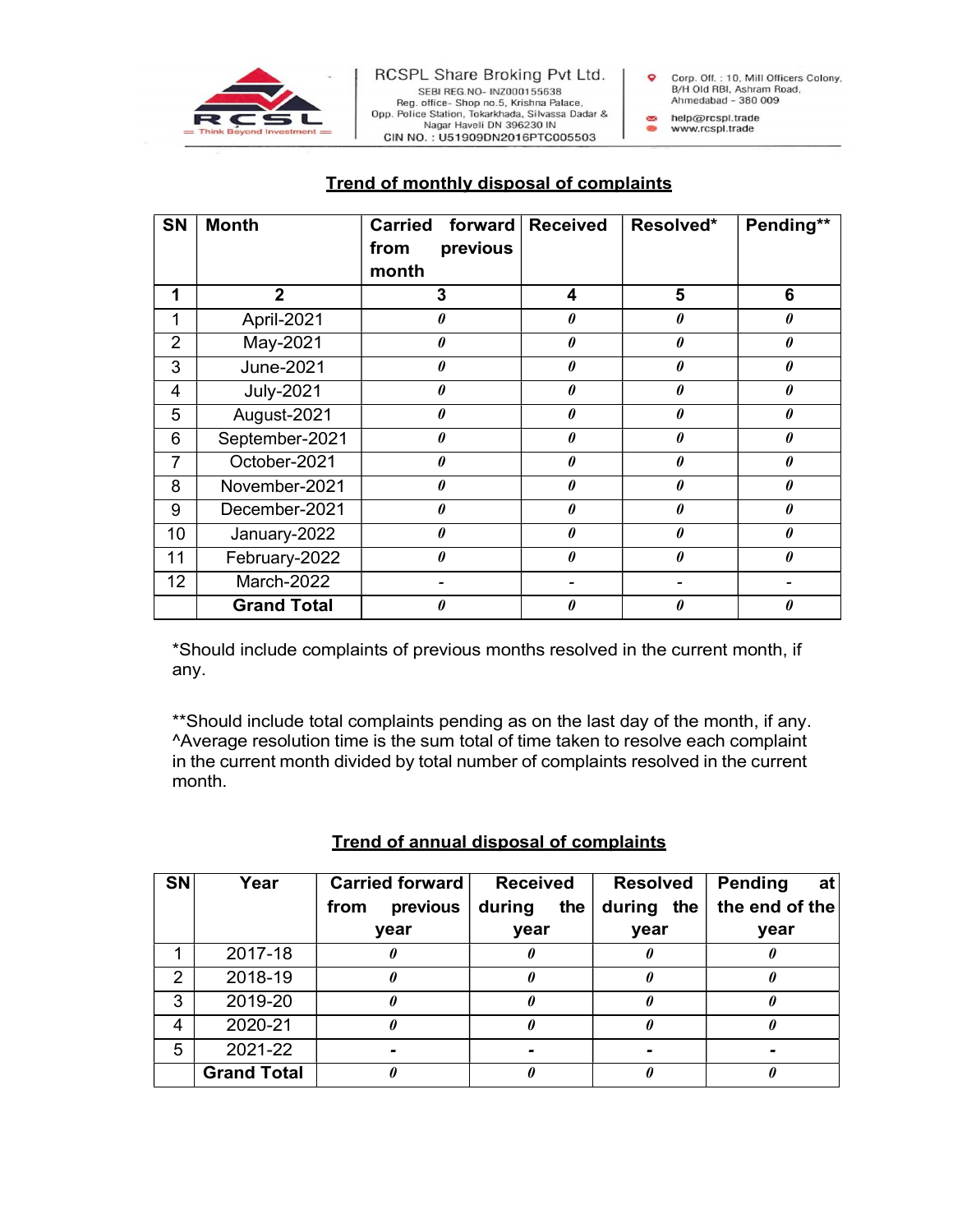RCSPL Share Broking Pvt Ltd.
SEBI REG.NO- INZ000155638
Reg. office- Shop no.5, Krishna Palace, Opp. Police Station, Tokarkhada, Silvassa Dadar & Nagar Haveli DN 396230 IN
CIN NO. : U51909DN2016PTC005503

Corp. Off. : 10, Mill Officers Colony, B/H Old RBI, Ashram Road, Ahmedabad - 380 009
help@rcspl.trade
www.rcspl.trade

## Trend of monthly disposal of complaints

| SN | Month | Carried forward from previous month | Received | Resolved* | Pending** |
|---|---|---|---|---|---|
| 1 | 2 | 3 | 4 | 5 | 6 |
| 1 | April-2021 | 0 | 0 | 0 | 0 |
| 2 | May-2021 | 0 | 0 | 0 | 0 |
| 3 | June-2021 | 0 | 0 | 0 | 0 |
| 4 | July-2021 | 0 | 0 | 0 | 0 |
| 5 | August-2021 | 0 | 0 | 0 | 0 |
| 6 | September-2021 | 0 | 0 | 0 | 0 |
| 7 | October-2021 | 0 | 0 | 0 | 0 |
| 8 | November-2021 | 0 | 0 | 0 | 0 |
| 9 | December-2021 | 0 | 0 | 0 | 0 |
| 10 | January-2022 | 0 | 0 | 0 | 0 |
| 11 | February-2022 | 0 | 0 | 0 | 0 |
| 12 | March-2022 | - | - | - | - |
| | **Grand Total** | 0 | 0 | 0 | 0 |

*Should include complaints of previous months resolved in the current month, if any.

**Should include total complaints pending as on the last day of the month, if any.
^Average resolution time is the sum total of time taken to resolve each complaint in the current month divided by total number of complaints resolved in the current month.

## Trend of annual disposal of complaints

| SN | Year | Carried forward from previous year | Received during the year | Resolved during the year | Pending at the end of the year |
|---|---|---|---|---|---|
| 1 | 2017-18 | 0 | 0 | 0 | 0 |
| 2 | 2018-19 | 0 | 0 | 0 | 0 |
| 3 | 2019-20 | 0 | 0 | 0 | 0 |
| 4 | 2020-21 | 0 | 0 | 0 | 0 |
| 5 | 2021-22 | - | - | - | - |
| | **Grand Total** | 0 | 0 | 0 | 0 |